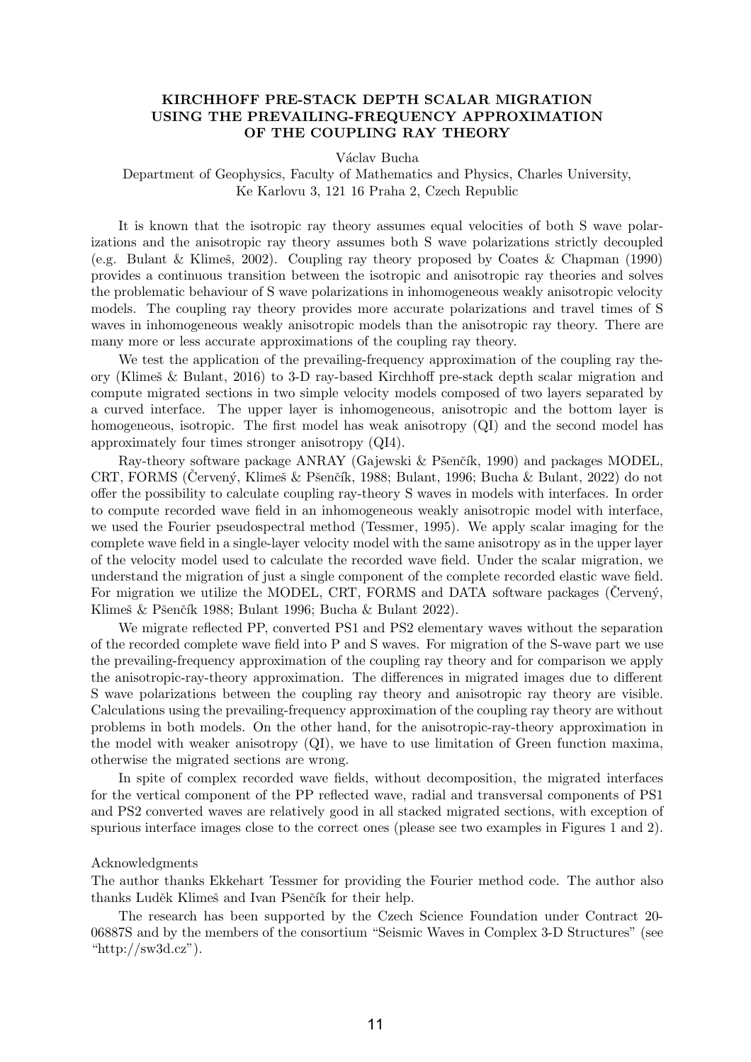# KIRCHHOFF PRE-STACK DEPTH SCALAR MIGRATION USING THE PREVAILING-FREQUENCY APPROXIMATION OF THE COUPLING RAY THEORY

Václav Bucha

Department of Geophysics, Faculty of Mathematics and Physics, Charles University, Ke Karlovu 3, 121 16 Praha 2, Czech Republic

It is known that the isotropic ray theory assumes equal velocities of both S wave polarizations and the anisotropic ray theory assumes both S wave polarizations strictly decoupled (e.g. Bulant & Klimeš, 2002). Coupling ray theory proposed by Coates & Chapman (1990) provides a continuous transition between the isotropic and anisotropic ray theories and solves the problematic behaviour of S wave polarizations in inhomogeneous weakly anisotropic velocity models. The coupling ray theory provides more accurate polarizations and travel times of S waves in inhomogeneous weakly anisotropic models than the anisotropic ray theory. There are many more or less accurate approximations of the coupling ray theory.

We test the application of the prevailing-frequency approximation of the coupling ray theory (Klimeš & Bulant, 2016) to 3-D ray-based Kirchhoff pre-stack depth scalar migration and compute migrated sections in two simple velocity models composed of two layers separated by a curved interface. The upper layer is inhomogeneous, anisotropic and the bottom layer is homogeneous, isotropic. The first model has weak anisotropy (QI) and the second model has approximately four times stronger anisotropy (QI4).

Ray-theory software package ANRAY (Gajewski & Pšenčík, 1990) and packages MODEL, CRT, FORMS (Červený, Klimeš & Pšenčík, 1988; Bulant, 1996; Bucha & Bulant, 2022) do not offer the possibility to calculate coupling ray-theory S waves in models with interfaces. In order to compute recorded wave field in an inhomogeneous weakly anisotropic model with interface, we used the Fourier pseudospectral method (Tessmer, 1995). We apply scalar imaging for the complete wave field in a single-layer velocity model with the same anisotropy as in the upper layer of the velocity model used to calculate the recorded wave field. Under the scalar migration, we understand the migration of just a single component of the complete recorded elastic wave field. For migration we utilize the MODEL, CRT, FORMS and DATA software packages (Červený, Klimeš & Pšenčík 1988; Bulant 1996; Bucha & Bulant 2022).

We migrate reflected PP, converted PS1 and PS2 elementary waves without the separation of the recorded complete wave field into P and S waves. For migration of the S-wave part we use the prevailing-frequency approximation of the coupling ray theory and for comparison we apply the anisotropic-ray-theory approximation. The differences in migrated images due to different S wave polarizations between the coupling ray theory and anisotropic ray theory are visible. Calculations using the prevailing-frequency approximation of the coupling ray theory are without problems in both models. On the other hand, for the anisotropic-ray-theory approximation in the model with weaker anisotropy (QI), we have to use limitation of Green function maxima, otherwise the migrated sections are wrong.

In spite of complex recorded wave fields, without decomposition, the migrated interfaces for the vertical component of the PP reflected wave, radial and transversal components of PS1 and PS2 converted waves are relatively good in all stacked migrated sections, with exception of spurious interface images close to the correct ones (please see two examples in Figures 1 and 2).

Acknowledgments

The author thanks Ekkehart Tessmer for providing the Fourier method code. The author also thanks Luděk Klimeš and Ivan Pšenčík for their help.

The research has been supported by the Czech Science Foundation under Contract 20-06887S and by the members of the consortium "Seismic Waves in Complex 3-D Structures" (see "http://sw3d.cz").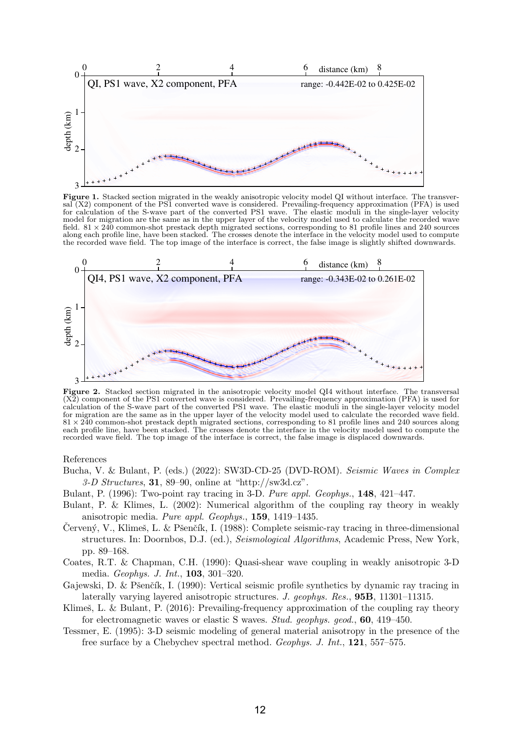0 2 4 6 distance (km) 8

depth (km) 0 1 2 3

QI, PS1 wave, X2 component, PFA

range: -0.442E-02 to 0.425E-02

**Figure 1.** Stacked section migrated in the weakly anisotropic velocity model QI without interface. The transversal (X2) component of the PS1 converted wave is considered. Prevailing-frequency approximation (PFA) is used for calculation of the S-wave part of the converted PS1 wave. The elastic moduli in the single-layer velocity model for migration are the same as in the upper layer of the velocity model used to calculate the recorded wave field. $81 \times 240$ common-shot prestack depth migrated sections, corresponding to 81 profile lines and 240 sources along each profile line, have been stacked. The crosses denote the interface in the velocity model used to compute the recorded wave field. The top image of the interface is correct, the false image is slightly shifted downwards.

0 2 4 6 distance (km) 8

depth (km) 0 1 2 3

QI4, PS1 wave, X2 component, PFA

range: -0.343E-02 to 0.261E-02

**Figure 2.** Stacked section migrated in the anisotropic velocity model QI4 without interface. The transversal (X2) component of the PS1 converted wave is considered. Prevailing-frequency approximation (PFA) is used for calculation of the S-wave part of the converted PS1 wave. The elastic moduli in the single-layer velocity model for migration are the same as in the upper layer of the velocity model used to calculate the recorded wave field. $81 \times 240$ common-shot prestack depth migrated sections, corresponding to 81 profile lines and 240 sources along each profile line, have been stacked. The crosses denote the interface in the velocity model used to compute the recorded wave field. The top image of the interface is correct, the false image is displaced downwards.

References

Bucha, V. & Bulant, P. (eds.) (2022): SW3D-CD-25 (DVD-ROM). *Seismic Waves in Complex 3-D Structures*, **31**, 89–90, online at "http://sw3d.cz".

Bulant, P. (1996): Two-point ray tracing in 3-D. *Pure appl. Geophys.*, **148**, 421–447.

Bulant, P. & Klimes, L. (2002): Numerical algorithm of the coupling ray theory in weakly anisotropic media. *Pure appl. Geophys.*, **159**, 1419–1435.

Červený, V., Klimeš, L. & Pšenčík, I. (1988): Complete seismic-ray tracing in three-dimensional structures. In: Doornbos, D.J. (ed.), *Seismological Algorithms*, Academic Press, New York, pp. 89–168.

Coates, R.T. & Chapman, C.H. (1990): Quasi-shear wave coupling in weakly anisotropic 3-D media. *Geophys. J. Int.*, **103**, 301–320.

Gajewski, D. & Pšenčík, I. (1990): Vertical seismic profile synthetics by dynamic ray tracing in laterally varying layered anisotropic structures. *J. geophys. Res.*, **95B**, 11301–11315.

Klimeš, L. & Bulant, P. (2016): Prevailing-frequency approximation of the coupling ray theory for electromagnetic waves or elastic S waves. *Stud. geophys. geod.*, **60**, 419–450.

Tessmer, E. (1995): 3-D seismic modeling of general material anisotropy in the presence of the free surface by a Chebychev spectral method. *Geophys. J. Int.*, **121**, 557–575.